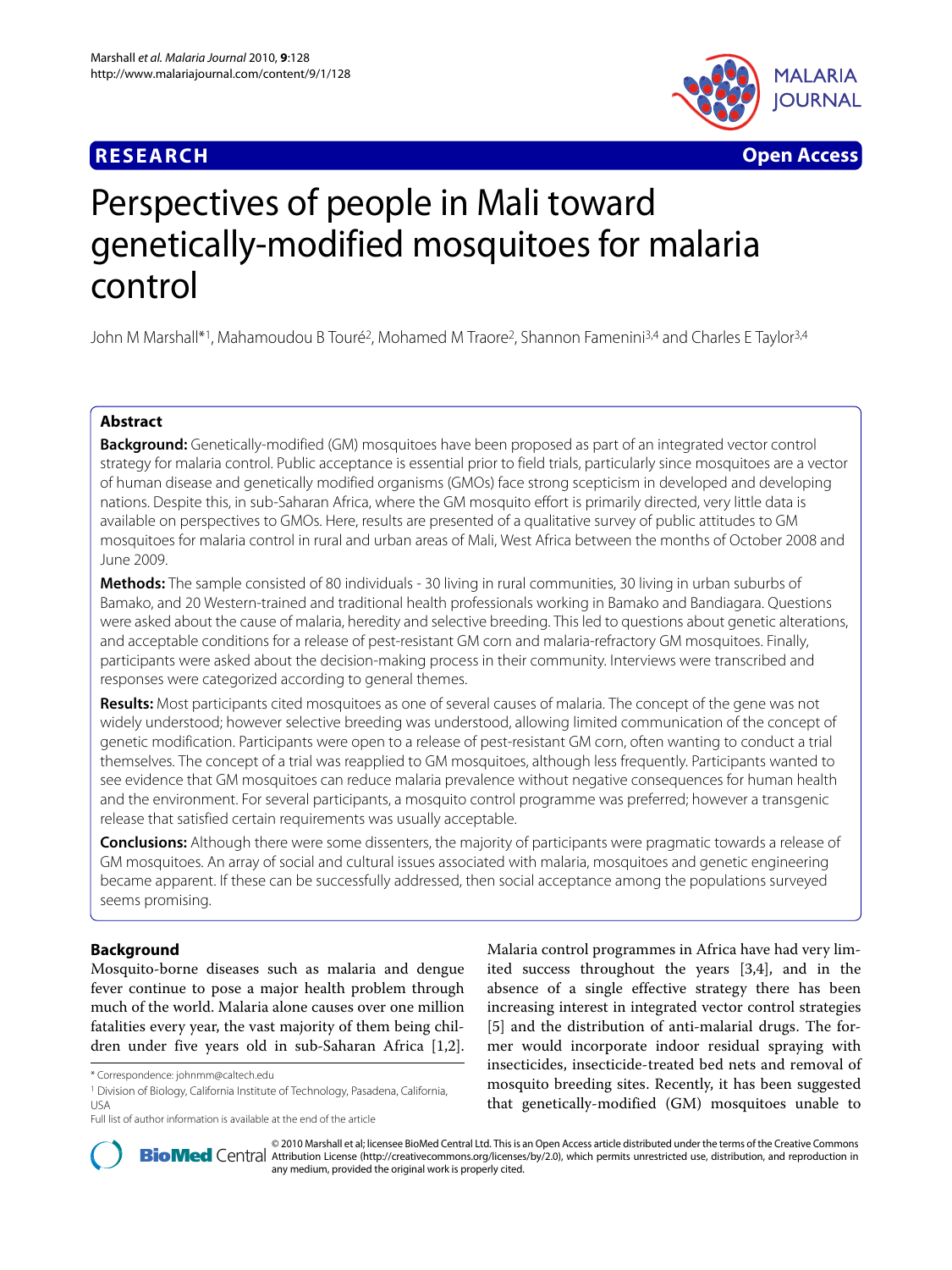**RESEARCH** **Open Access**

# Perspectives of people in Mali toward genetically-modified mosquitoes for malaria control

John M Marshall*[1], Mahamoudou B Touré[2], Mohamed M Traore[2], Shannon Famenini[3,4] and Charles E Taylor[3,4]

## Abstract

**Background:** Genetically-modified (GM) mosquitoes have been proposed as part of an integrated vector control strategy for malaria control. Public acceptance is essential prior to field trials, particularly since mosquitoes are a vector of human disease and genetically modified organisms (GMOs) face strong scepticism in developed and developing nations. Despite this, in sub-Saharan Africa, where the GM mosquito effort is primarily directed, very little data is available on perspectives to GMOs. Here, results are presented of a qualitative survey of public attitudes to GM mosquitoes for malaria control in rural and urban areas of Mali, West Africa between the months of October 2008 and June 2009.

**Methods:** The sample consisted of 80 individuals - 30 living in rural communities, 30 living in urban suburbs of Bamako, and 20 Western-trained and traditional health professionals working in Bamako and Bandiagara. Questions were asked about the cause of malaria, heredity and selective breeding. This led to questions about genetic alterations, and acceptable conditions for a release of pest-resistant GM corn and malaria-refractory GM mosquitoes. Finally, participants were asked about the decision-making process in their community. Interviews were transcribed and responses were categorized according to general themes.

**Results:** Most participants cited mosquitoes as one of several causes of malaria. The concept of the gene was not widely understood; however selective breeding was understood, allowing limited communication of the concept of genetic modification. Participants were open to a release of pest-resistant GM corn, often wanting to conduct a trial themselves. The concept of a trial was reapplied to GM mosquitoes, although less frequently. Participants wanted to see evidence that GM mosquitoes can reduce malaria prevalence without negative consequences for human health and the environment. For several participants, a mosquito control programme was preferred; however a transgenic release that satisfied certain requirements was usually acceptable.

**Conclusions:** Although there were some dissenters, the majority of participants were pragmatic towards a release of GM mosquitoes. An array of social and cultural issues associated with malaria, mosquitoes and genetic engineering became apparent. If these can be successfully addressed, then social acceptance among the populations surveyed seems promising.

## Background

Mosquito-borne diseases such as malaria and dengue fever continue to pose a major health problem through much of the world. Malaria alone causes over one million fatalities every year, the vast majority of them being children under five years old in sub-Saharan Africa [1,2]. Malaria control programmes in Africa have had very limited success throughout the years [3,4], and in the absence of a single effective strategy there has been increasing interest in integrated vector control strategies [5] and the distribution of anti-malarial drugs. The former would incorporate indoor residual spraying with insecticides, insecticide-treated bed nets and removal of mosquito breeding sites. Recently, it has been suggested that genetically-modified (GM) mosquitoes unable to

\* Correspondence: johnmm@caltech.edu

[1] Division of Biology, California Institute of Technology, Pasadena, California, USA

Full list of author information is available at the end of the article

© 2010 Marshall et al; licensee BioMed Central Ltd. This is an Open Access article distributed under the terms of the Creative Commons Attribution License (http://creativecommons.org/licenses/by/2.0), which permits unrestricted use, distribution, and reproduction in any medium, provided the original work is properly cited.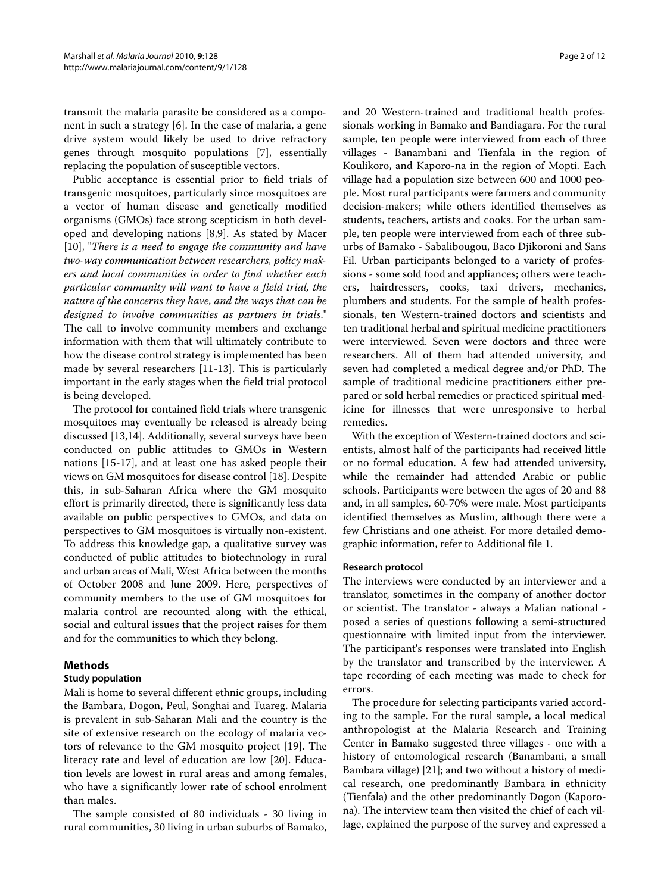transmit the malaria parasite be considered as a component in such a strategy [6]. In the case of malaria, a gene drive system would likely be used to drive refractory genes through mosquito populations [7], essentially replacing the population of susceptible vectors.

Public acceptance is essential prior to field trials of transgenic mosquitoes, particularly since mosquitoes are a vector of human disease and genetically modified organisms (GMOs) face strong scepticism in both developed and developing nations [8,9]. As stated by Macer [10], "*There is a need to engage the community and have two-way communication between researchers, policy makers and local communities in order to find whether each particular community will want to have a field trial, the nature of the concerns they have, and the ways that can be designed to involve communities as partners in trials*." The call to involve community members and exchange information with them that will ultimately contribute to how the disease control strategy is implemented has been made by several researchers [11-13]. This is particularly important in the early stages when the field trial protocol is being developed.

The protocol for contained field trials where transgenic mosquitoes may eventually be released is already being discussed [13,14]. Additionally, several surveys have been conducted on public attitudes to GMOs in Western nations [15-17], and at least one has asked people their views on GM mosquitoes for disease control [18]. Despite this, in sub-Saharan Africa where the GM mosquito effort is primarily directed, there is significantly less data available on public perspectives to GMOs, and data on perspectives to GM mosquitoes is virtually non-existent. To address this knowledge gap, a qualitative survey was conducted of public attitudes to biotechnology in rural and urban areas of Mali, West Africa between the months of October 2008 and June 2009. Here, perspectives of community members to the use of GM mosquitoes for malaria control are recounted along with the ethical, social and cultural issues that the project raises for them and for the communities to which they belong.

## Methods

### Study population

Mali is home to several different ethnic groups, including the Bambara, Dogon, Peul, Songhai and Tuareg. Malaria is prevalent in sub-Saharan Mali and the country is the site of extensive research on the ecology of malaria vectors of relevance to the GM mosquito project [19]. The literacy rate and level of education are low [20]. Education levels are lowest in rural areas and among females, who have a significantly lower rate of school enrolment than males.

The sample consisted of 80 individuals - 30 living in rural communities, 30 living in urban suburbs of Bamako, and 20 Western-trained and traditional health professionals working in Bamako and Bandiagara. For the rural sample, ten people were interviewed from each of three villages - Banambani and Tienfala in the region of Koulikoro, and Kaporo-na in the region of Mopti. Each village had a population size between 600 and 1000 people. Most rural participants were farmers and community decision-makers; while others identified themselves as students, teachers, artists and cooks. For the urban sample, ten people were interviewed from each of three suburbs of Bamako - Sabalibougou, Baco Djikoroni and Sans Fil. Urban participants belonged to a variety of professions - some sold food and appliances; others were teachers, hairdressers, cooks, taxi drivers, mechanics, plumbers and students. For the sample of health professionals, ten Western-trained doctors and scientists and ten traditional herbal and spiritual medicine practitioners were interviewed. Seven were doctors and three were researchers. All of them had attended university, and seven had completed a medical degree and/or PhD. The sample of traditional medicine practitioners either prepared or sold herbal remedies or practiced spiritual medicine for illnesses that were unresponsive to herbal remedies.

With the exception of Western-trained doctors and scientists, almost half of the participants had received little or no formal education. A few had attended university, while the remainder had attended Arabic or public schools. Participants were between the ages of 20 and 88 and, in all samples, 60-70% were male. Most participants identified themselves as Muslim, although there were a few Christians and one atheist. For more detailed demographic information, refer to Additional file 1.

### Research protocol

The interviews were conducted by an interviewer and a translator, sometimes in the company of another doctor or scientist. The translator - always a Malian national - posed a series of questions following a semi-structured questionnaire with limited input from the interviewer. The participant's responses were translated into English by the translator and transcribed by the interviewer. A tape recording of each meeting was made to check for errors.

The procedure for selecting participants varied according to the sample. For the rural sample, a local medical anthropologist at the Malaria Research and Training Center in Bamako suggested three villages - one with a history of entomological research (Banambani, a small Bambara village) [21]; and two without a history of medical research, one predominantly Bambara in ethnicity (Tienfala) and the other predominantly Dogon (Kaporo-na). The interview team then visited the chief of each village, explained the purpose of the survey and expressed a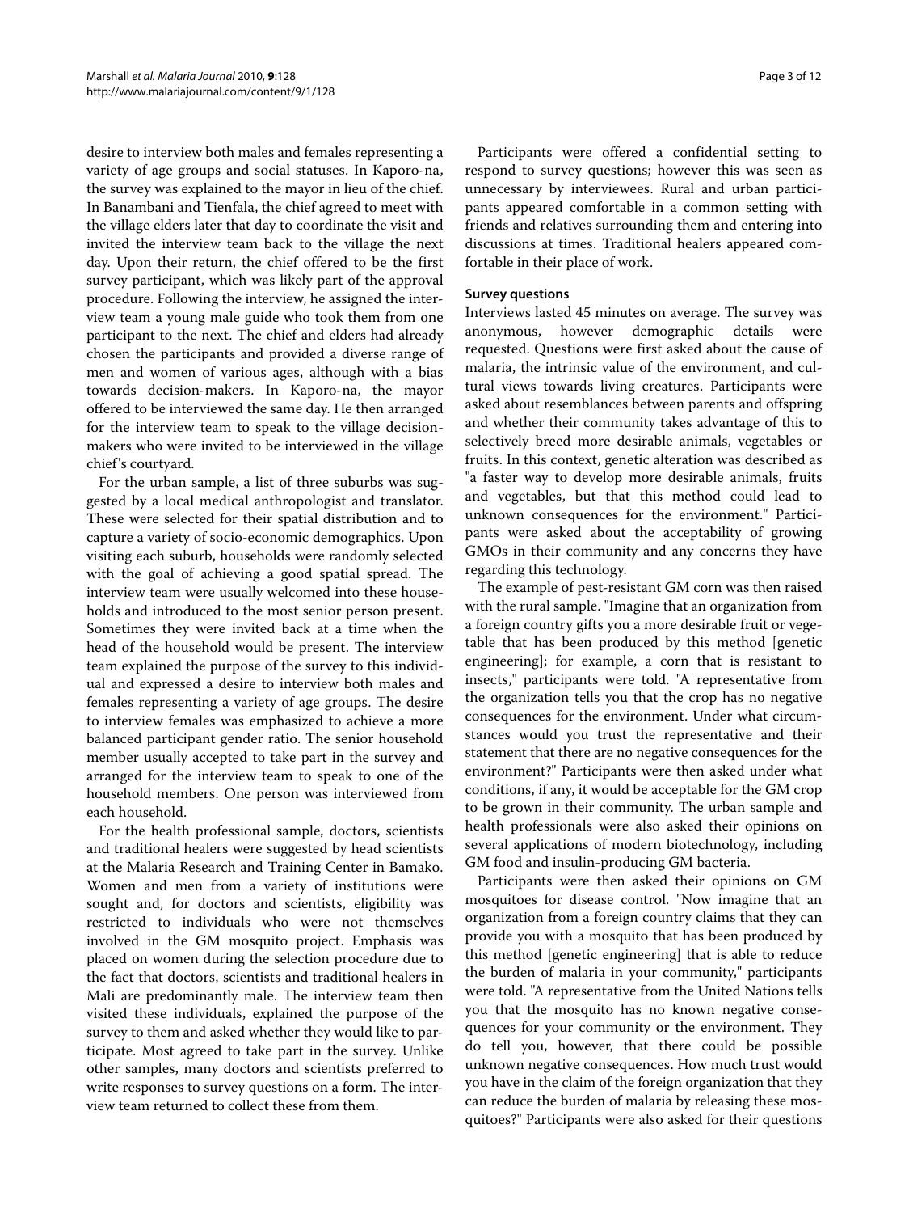desire to interview both males and females representing a variety of age groups and social statuses. In Kaporo-na, the survey was explained to the mayor in lieu of the chief. In Banambani and Tienfala, the chief agreed to meet with the village elders later that day to coordinate the visit and invited the interview team back to the village the next day. Upon their return, the chief offered to be the first survey participant, which was likely part of the approval procedure. Following the interview, he assigned the interview team a young male guide who took them from one participant to the next. The chief and elders had already chosen the participants and provided a diverse range of men and women of various ages, although with a bias towards decision-makers. In Kaporo-na, the mayor offered to be interviewed the same day. He then arranged for the interview team to speak to the village decision-makers who were invited to be interviewed in the village chief's courtyard.

For the urban sample, a list of three suburbs was suggested by a local medical anthropologist and translator. These were selected for their spatial distribution and to capture a variety of socio-economic demographics. Upon visiting each suburb, households were randomly selected with the goal of achieving a good spatial spread. The interview team were usually welcomed into these households and introduced to the most senior person present. Sometimes they were invited back at a time when the head of the household would be present. The interview team explained the purpose of the survey to this individual and expressed a desire to interview both males and females representing a variety of age groups. The desire to interview females was emphasized to achieve a more balanced participant gender ratio. The senior household member usually accepted to take part in the survey and arranged for the interview team to speak to one of the household members. One person was interviewed from each household.

For the health professional sample, doctors, scientists and traditional healers were suggested by head scientists at the Malaria Research and Training Center in Bamako. Women and men from a variety of institutions were sought and, for doctors and scientists, eligibility was restricted to individuals who were not themselves involved in the GM mosquito project. Emphasis was placed on women during the selection procedure due to the fact that doctors, scientists and traditional healers in Mali are predominantly male. The interview team then visited these individuals, explained the purpose of the survey to them and asked whether they would like to participate. Most agreed to take part in the survey. Unlike other samples, many doctors and scientists preferred to write responses to survey questions on a form. The interview team returned to collect these from them.

Participants were offered a confidential setting to respond to survey questions; however this was seen as unnecessary by interviewees. Rural and urban participants appeared comfortable in a common setting with friends and relatives surrounding them and entering into discussions at times. Traditional healers appeared comfortable in their place of work.

#### Survey questions

Interviews lasted 45 minutes on average. The survey was anonymous, however demographic details were requested. Questions were first asked about the cause of malaria, the intrinsic value of the environment, and cultural views towards living creatures. Participants were asked about resemblances between parents and offspring and whether their community takes advantage of this to selectively breed more desirable animals, vegetables or fruits. In this context, genetic alteration was described as "a faster way to develop more desirable animals, fruits and vegetables, but that this method could lead to unknown consequences for the environment." Participants were asked about the acceptability of growing GMOs in their community and any concerns they have regarding this technology.

The example of pest-resistant GM corn was then raised with the rural sample. "Imagine that an organization from a foreign country gifts you a more desirable fruit or vegetable that has been produced by this method [genetic engineering]; for example, a corn that is resistant to insects," participants were told. "A representative from the organization tells you that the crop has no negative consequences for the environment. Under what circumstances would you trust the representative and their statement that there are no negative consequences for the environment?" Participants were then asked under what conditions, if any, it would be acceptable for the GM crop to be grown in their community. The urban sample and health professionals were also asked their opinions on several applications of modern biotechnology, including GM food and insulin-producing GM bacteria.

Participants were then asked their opinions on GM mosquitoes for disease control. "Now imagine that an organization from a foreign country claims that they can provide you with a mosquito that has been produced by this method [genetic engineering] that is able to reduce the burden of malaria in your community," participants were told. "A representative from the United Nations tells you that the mosquito has no known negative consequences for your community or the environment. They do tell you, however, that there could be possible unknown negative consequences. How much trust would you have in the claim of the foreign organization that they can reduce the burden of malaria by releasing these mosquitoes?" Participants were also asked for their questions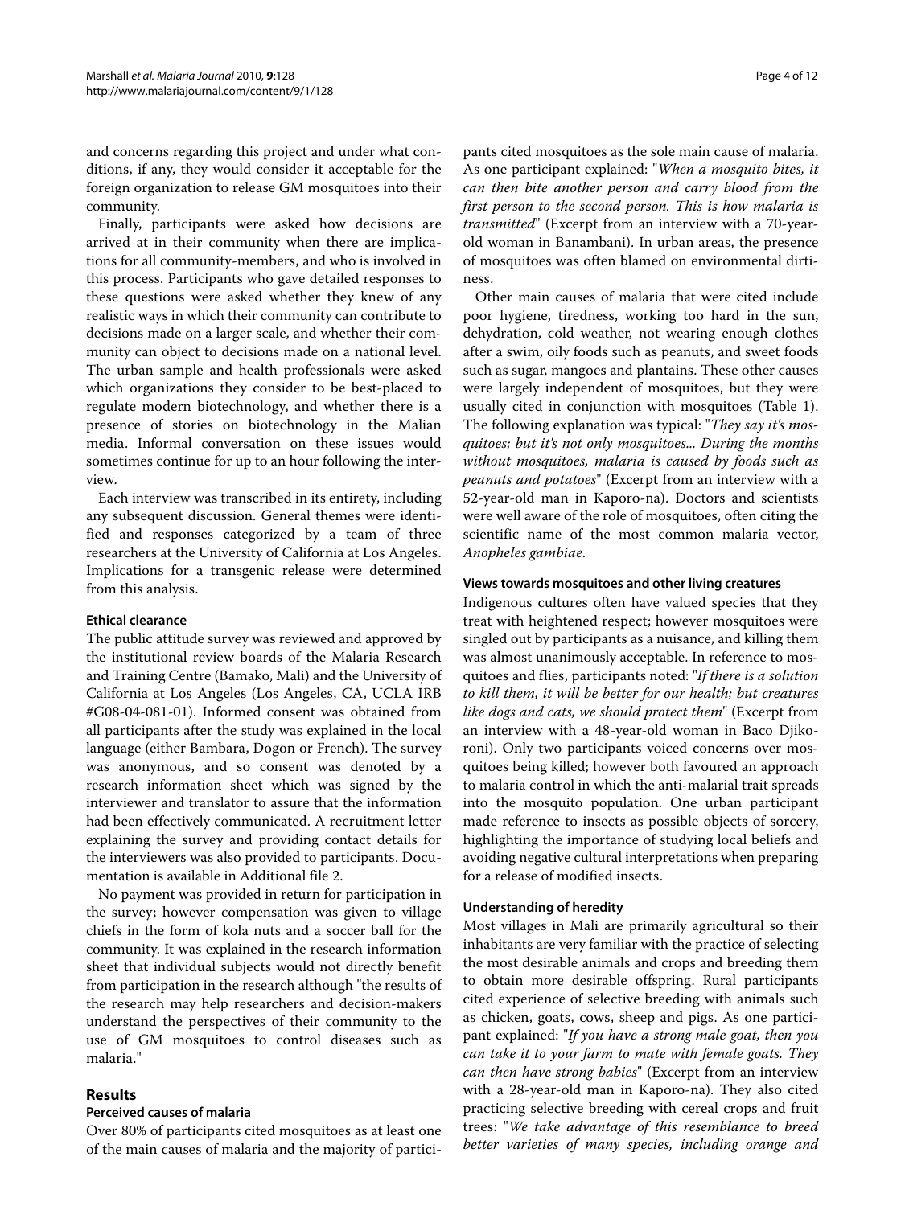and concerns regarding this project and under what conditions, if any, they would consider it acceptable for the foreign organization to release GM mosquitoes into their community.

Finally, participants were asked how decisions are arrived at in their community when there are implications for all community-members, and who is involved in this process. Participants who gave detailed responses to these questions were asked whether they knew of any realistic ways in which their community can contribute to decisions made on a larger scale, and whether their community can object to decisions made on a national level. The urban sample and health professionals were asked which organizations they consider to be best-placed to regulate modern biotechnology, and whether there is a presence of stories on biotechnology in the Malian media. Informal conversation on these issues would sometimes continue for up to an hour following the interview.

Each interview was transcribed in its entirety, including any subsequent discussion. General themes were identified and responses categorized by a team of three researchers at the University of California at Los Angeles. Implications for a transgenic release were determined from this analysis.

#### Ethical clearance

The public attitude survey was reviewed and approved by the institutional review boards of the Malaria Research and Training Centre (Bamako, Mali) and the University of California at Los Angeles (Los Angeles, CA, UCLA IRB #G08-04-081-01). Informed consent was obtained from all participants after the study was explained in the local language (either Bambara, Dogon or French). The survey was anonymous, and so consent was denoted by a research information sheet which was signed by the interviewer and translator to assure that the information had been effectively communicated. A recruitment letter explaining the survey and providing contact details for the interviewers was also provided to participants. Documentation is available in Additional file 2.

No payment was provided in return for participation in the survey; however compensation was given to village chiefs in the form of kola nuts and a soccer ball for the community. It was explained in the research information sheet that individual subjects would not directly benefit from participation in the research although "the results of the research may help researchers and decision-makers understand the perspectives of their community to the use of GM mosquitoes to control diseases such as malaria."

## Results

#### Perceived causes of malaria

Over 80% of participants cited mosquitoes as at least one of the main causes of malaria and the majority of participants cited mosquitoes as the sole main cause of malaria. As one participant explained: "*When a mosquito bites, it can then bite another person and carry blood from the first person to the second person. This is how malaria is transmitted*" (Excerpt from an interview with a 70-year-old woman in Banambani). In urban areas, the presence of mosquitoes was often blamed on environmental dirtiness.

Other main causes of malaria that were cited include poor hygiene, tiredness, working too hard in the sun, dehydration, cold weather, not wearing enough clothes after a swim, oily foods such as peanuts, and sweet foods such as sugar, mangoes and plantains. These other causes were largely independent of mosquitoes, but they were usually cited in conjunction with mosquitoes (Table 1). The following explanation was typical: "*They say it's mosquitoes; but it's not only mosquitoes... During the months without mosquitoes, malaria is caused by foods such as peanuts and potatoes*" (Excerpt from an interview with a 52-year-old man in Kaporo-na). Doctors and scientists were well aware of the role of mosquitoes, often citing the scientific name of the most common malaria vector, *Anopheles gambiae.*

#### Views towards mosquitoes and other living creatures

Indigenous cultures often have valued species that they treat with heightened respect; however mosquitoes were singled out by participants as a nuisance, and killing them was almost unanimously acceptable. In reference to mosquitoes and flies, participants noted: "*If there is a solution to kill them, it will be better for our health; but creatures like dogs and cats, we should protect them*" (Excerpt from an interview with a 48-year-old woman in Baco Djikoroni). Only two participants voiced concerns over mosquitoes being killed; however both favoured an approach to malaria control in which the anti-malarial trait spreads into the mosquito population. One urban participant made reference to insects as possible objects of sorcery, highlighting the importance of studying local beliefs and avoiding negative cultural interpretations when preparing for a release of modified insects.

#### Understanding of heredity

Most villages in Mali are primarily agricultural so their inhabitants are very familiar with the practice of selecting the most desirable animals and crops and breeding them to obtain more desirable offspring. Rural participants cited experience of selective breeding with animals such as chicken, goats, cows, sheep and pigs. As one participant explained: "*If you have a strong male goat, then you can take it to your farm to mate with female goats. They can then have strong babies*" (Excerpt from an interview with a 28-year-old man in Kaporo-na). They also cited practicing selective breeding with cereal crops and fruit trees: "*We take advantage of this resemblance to breed better varieties of many species, including orange and*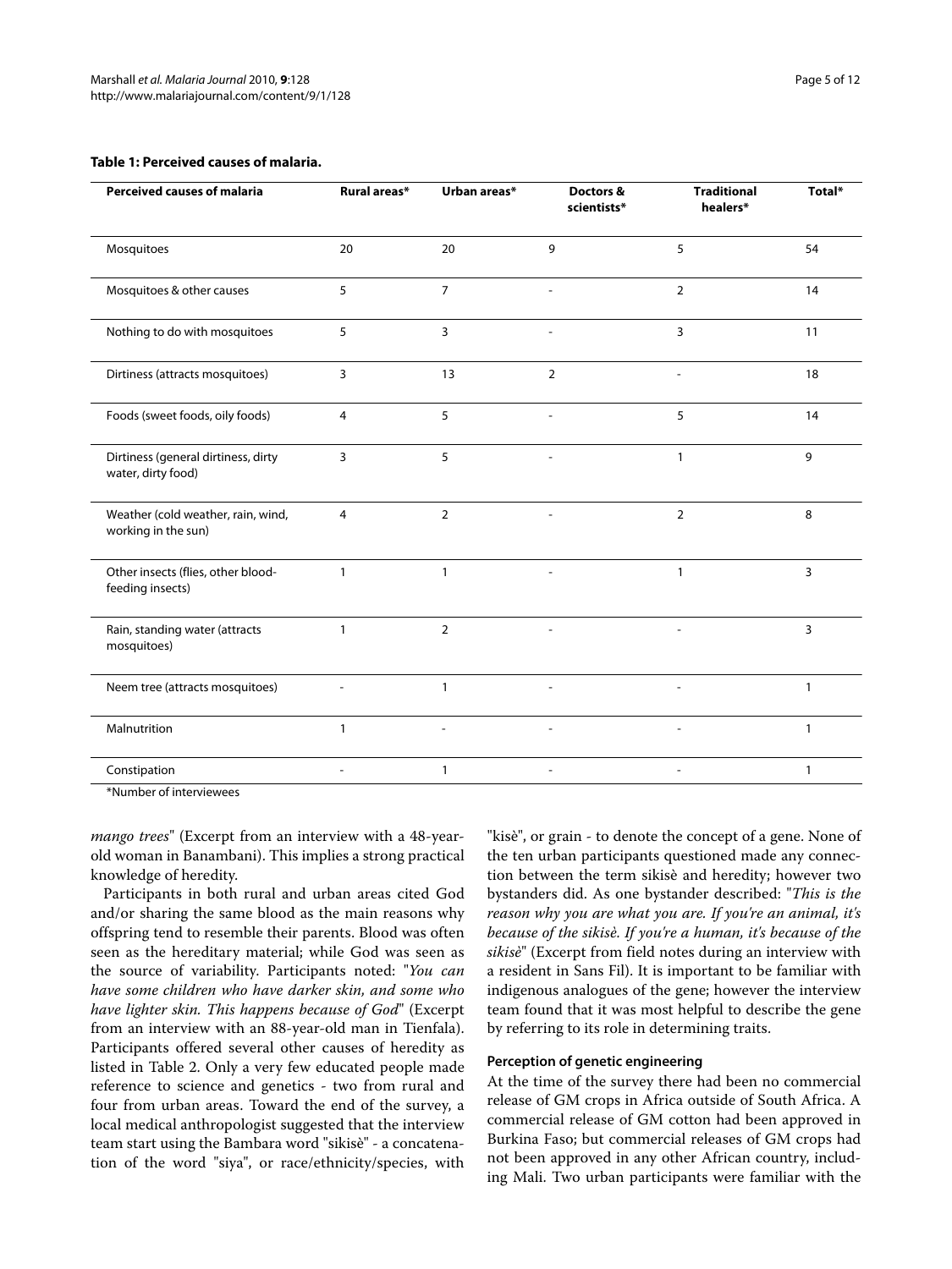**Table 1: Perceived causes of malaria.**

| Perceived causes of malaria | Rural areas* | Urban areas* | Doctors & scientists* | Traditional healers* | Total* |
|---|---|---|---|---|---|
| Mosquitoes | 20 | 20 | 9 | 5 | 54 |
| Mosquitoes & other causes | 5 | 7 | - | 2 | 14 |
| Nothing to do with mosquitoes | 5 | 3 | - | 3 | 11 |
| Dirtiness (attracts mosquitoes) | 3 | 13 | 2 | - | 18 |
| Foods (sweet foods, oily foods) | 4 | 5 | - | 5 | 14 |
| Dirtiness (general dirtiness, dirty water, dirty food) | 3 | 5 | - | 1 | 9 |
| Weather (cold weather, rain, wind, working in the sun) | 4 | 2 | - | 2 | 8 |
| Other insects (flies, other blood-feeding insects) | 1 | 1 | - | 1 | 3 |
| Rain, standing water (attracts mosquitoes) | 1 | 2 | - | - | 3 |
| Neem tree (attracts mosquitoes) | - | 1 | - | - | 1 |
| Malnutrition | 1 | - | - | - | 1 |
| Constipation | - | 1 | - | - | 1 |

*Number of interviewees

*mango trees*" (Excerpt from an interview with a 48-year-old woman in Banambani). This implies a strong practical knowledge of heredity.

Participants in both rural and urban areas cited God and/or sharing the same blood as the main reasons why offspring tend to resemble their parents. Blood was often seen as the hereditary material; while God was seen as the source of variability. Participants noted: "*You can have some children who have darker skin, and some who have lighter skin. This happens because of God*" (Excerpt from an interview with an 88-year-old man in Tienfala). Participants offered several other causes of heredity as listed in Table 2. Only a very few educated people made reference to science and genetics - two from rural and four from urban areas. Toward the end of the survey, a local medical anthropologist suggested that the interview team start using the Bambara word "sikisè" - a concatenation of the word "siya", or race/ethnicity/species, with "kisè", or grain - to denote the concept of a gene. None of the ten urban participants questioned made any connection between the term sikisè and heredity; however two bystanders did. As one bystander described: "*This is the reason why you are what you are. If you're an animal, it's because of the sikisè. If you're a human, it's because of the sikisè*" (Excerpt from field notes during an interview with a resident in Sans Fil). It is important to be familiar with indigenous analogues of the gene; however the interview team found that it was most helpful to describe the gene by referring to its role in determining traits.

#### Perception of genetic engineering

At the time of the survey there had been no commercial release of GM crops in Africa outside of South Africa. A commercial release of GM cotton had been approved in Burkina Faso; but commercial releases of GM crops had not been approved in any other African country, including Mali. Two urban participants were familiar with the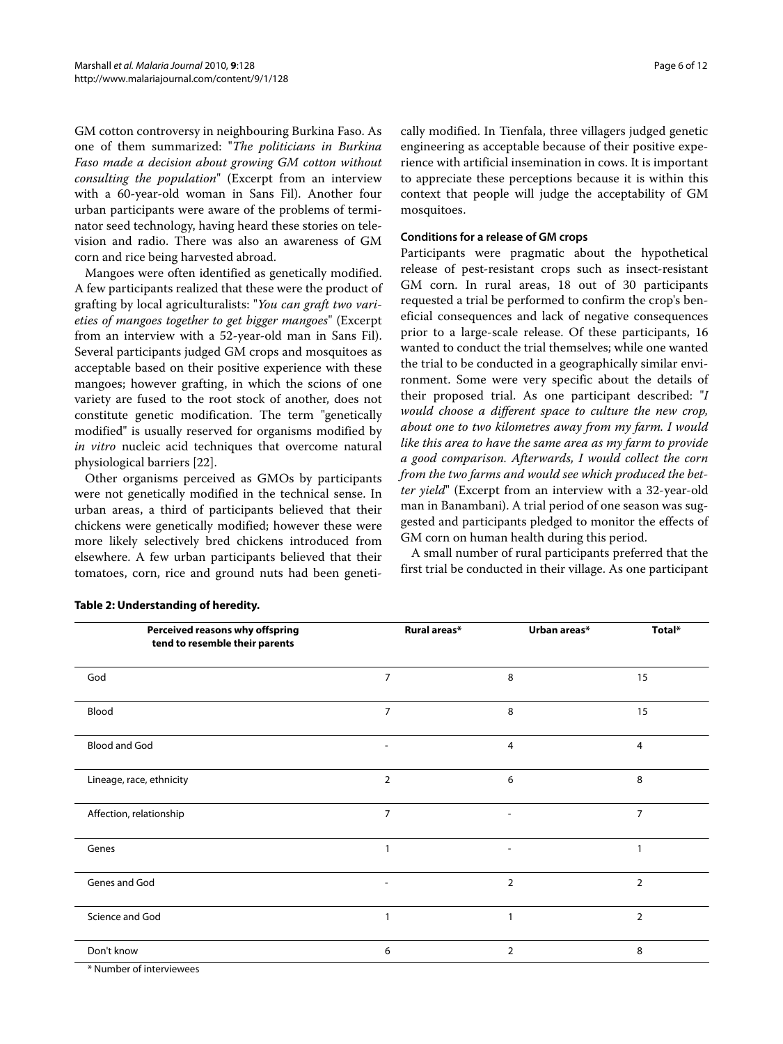GM cotton controversy in neighbouring Burkina Faso. As one of them summarized: "*The politicians in Burkina Faso made a decision about growing GM cotton without consulting the population*" (Excerpt from an interview with a 60-year-old woman in Sans Fil). Another four urban participants were aware of the problems of terminator seed technology, having heard these stories on television and radio. There was also an awareness of GM corn and rice being harvested abroad.

Mangoes were often identified as genetically modified. A few participants realized that these were the product of grafting by local agriculturalists: "*You can graft two varieties of mangoes together to get bigger mangoes*" (Excerpt from an interview with a 52-year-old man in Sans Fil). Several participants judged GM crops and mosquitoes as acceptable based on their positive experience with these mangoes; however grafting, in which the scions of one variety are fused to the root stock of another, does not constitute genetic modification. The term "genetically modified" is usually reserved for organisms modified by *in vitro* nucleic acid techniques that overcome natural physiological barriers [22].

Other organisms perceived as GMOs by participants were not genetically modified in the technical sense. In urban areas, a third of participants believed that their chickens were genetically modified; however these were more likely selectively bred chickens introduced from elsewhere. A few urban participants believed that their tomatoes, corn, rice and ground nuts had been genetically modified. In Tienfala, three villagers judged genetic engineering as acceptable because of their positive experience with artificial insemination in cows. It is important to appreciate these perceptions because it is within this context that people will judge the acceptability of GM mosquitoes.

### Conditions for a release of GM crops

Participants were pragmatic about the hypothetical release of pest-resistant crops such as insect-resistant GM corn. In rural areas, 18 out of 30 participants requested a trial be performed to confirm the crop's beneficial consequences and lack of negative consequences prior to a large-scale release. Of these participants, 16 wanted to conduct the trial themselves; while one wanted the trial to be conducted in a geographically similar environment. Some were very specific about the details of their proposed trial. As one participant described: "*I would choose a different space to culture the new crop, about one to two kilometres away from my farm. I would like this area to have the same area as my farm to provide a good comparison. Afterwards, I would collect the corn from the two farms and would see which produced the better yield*" (Excerpt from an interview with a 32-year-old man in Banambani). A trial period of one season was suggested and participants pledged to monitor the effects of GM corn on human health during this period.

A small number of rural participants preferred that the first trial be conducted in their village. As one participant

**Table 2: Understanding of heredity.**

| Perceived reasons why offspring tend to resemble their parents | Rural areas* | Urban areas* | Total* |
|---|---|---|---|
| God | 7 | 8 | 15 |
| Blood | 7 | 8 | 15 |
| Blood and God | - | 4 | 4 |
| Lineage, race, ethnicity | 2 | 6 | 8 |
| Affection, relationship | 7 | - | 7 |
| Genes | 1 | - | 1 |
| Genes and God | - | 2 | 2 |
| Science and God | 1 | 1 | 2 |
| Don't know | 6 | 2 | 8 |

* Number of interviewees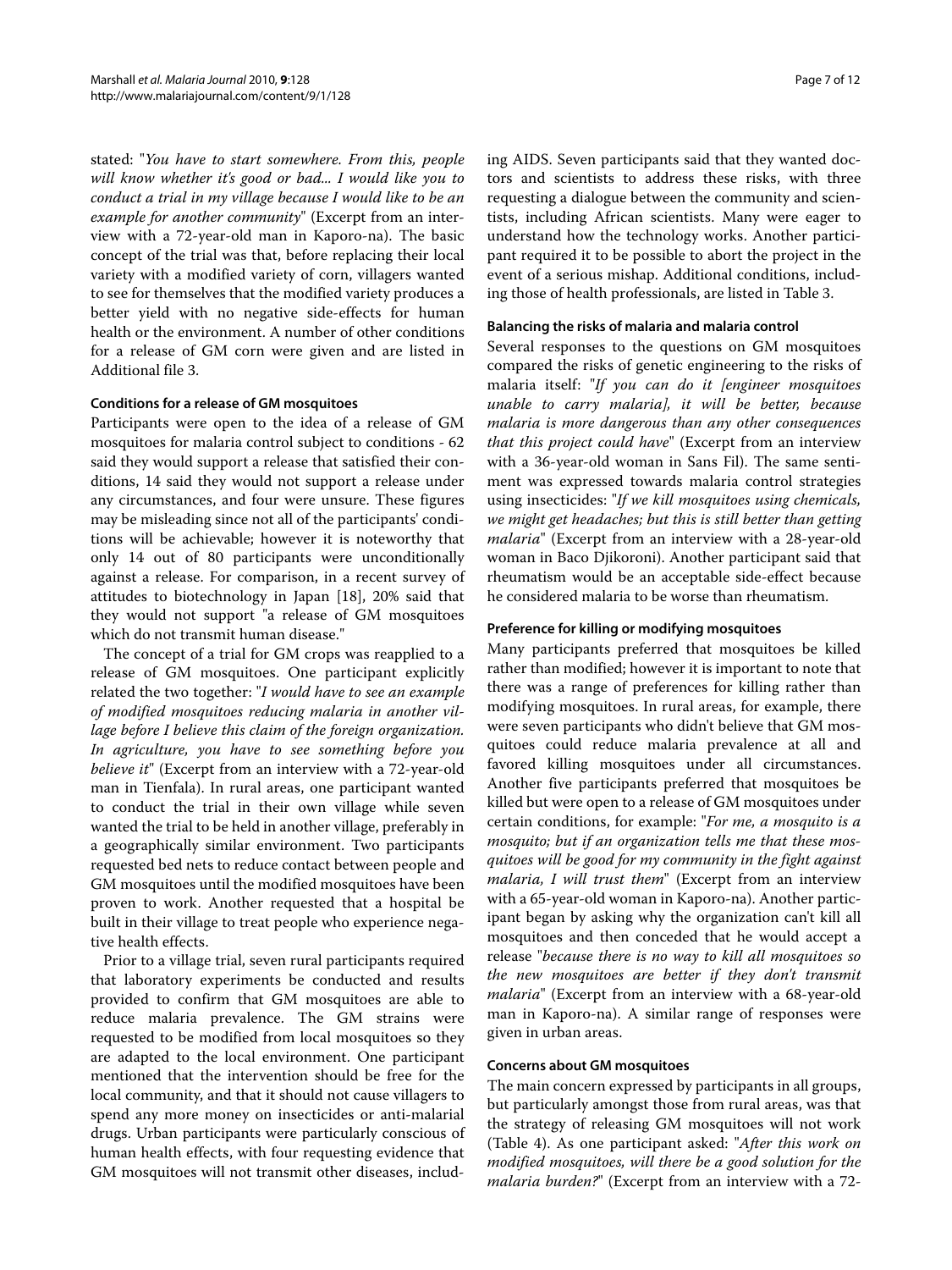stated: "*You have to start somewhere. From this, people will know whether it's good or bad... I would like you to conduct a trial in my village because I would like to be an example for another community*" (Excerpt from an interview with a 72-year-old man in Kaporo-na). The basic concept of the trial was that, before replacing their local variety with a modified variety of corn, villagers wanted to see for themselves that the modified variety produces a better yield with no negative side-effects for human health or the environment. A number of other conditions for a release of GM corn were given and are listed in Additional file 3.

#### Conditions for a release of GM mosquitoes

Participants were open to the idea of a release of GM mosquitoes for malaria control subject to conditions - 62 said they would support a release that satisfied their conditions, 14 said they would not support a release under any circumstances, and four were unsure. These figures may be misleading since not all of the participants' conditions will be achievable; however it is noteworthy that only 14 out of 80 participants were unconditionally against a release. For comparison, in a recent survey of attitudes to biotechnology in Japan [18], 20% said that they would not support "a release of GM mosquitoes which do not transmit human disease."

The concept of a trial for GM crops was reapplied to a release of GM mosquitoes. One participant explicitly related the two together: "*I would have to see an example of modified mosquitoes reducing malaria in another village before I believe this claim of the foreign organization. In agriculture, you have to see something before you believe it*" (Excerpt from an interview with a 72-year-old man in Tienfala). In rural areas, one participant wanted to conduct the trial in their own village while seven wanted the trial to be held in another village, preferably in a geographically similar environment. Two participants requested bed nets to reduce contact between people and GM mosquitoes until the modified mosquitoes have been proven to work. Another requested that a hospital be built in their village to treat people who experience negative health effects.

Prior to a village trial, seven rural participants required that laboratory experiments be conducted and results provided to confirm that GM mosquitoes are able to reduce malaria prevalence. The GM strains were requested to be modified from local mosquitoes so they are adapted to the local environment. One participant mentioned that the intervention should be free for the local community, and that it should not cause villagers to spend any more money on insecticides or anti-malarial drugs. Urban participants were particularly conscious of human health effects, with four requesting evidence that GM mosquitoes will not transmit other diseases, including AIDS. Seven participants said that they wanted doctors and scientists to address these risks, with three requesting a dialogue between the community and scientists, including African scientists. Many were eager to understand how the technology works. Another participant required it to be possible to abort the project in the event of a serious mishap. Additional conditions, including those of health professionals, are listed in Table 3.

#### Balancing the risks of malaria and malaria control

Several responses to the questions on GM mosquitoes compared the risks of genetic engineering to the risks of malaria itself: "*If you can do it [engineer mosquitoes unable to carry malaria], it will be better, because malaria is more dangerous than any other consequences that this project could have*" (Excerpt from an interview with a 36-year-old woman in Sans Fil). The same sentiment was expressed towards malaria control strategies using insecticides: "*If we kill mosquitoes using chemicals, we might get headaches; but this is still better than getting malaria*" (Excerpt from an interview with a 28-year-old woman in Baco Djikoroni). Another participant said that rheumatism would be an acceptable side-effect because he considered malaria to be worse than rheumatism.

#### Preference for killing or modifying mosquitoes

Many participants preferred that mosquitoes be killed rather than modified; however it is important to note that there was a range of preferences for killing rather than modifying mosquitoes. In rural areas, for example, there were seven participants who didn't believe that GM mosquitoes could reduce malaria prevalence at all and favored killing mosquitoes under all circumstances. Another five participants preferred that mosquitoes be killed but were open to a release of GM mosquitoes under certain conditions, for example: "*For me, a mosquito is a mosquito; but if an organization tells me that these mosquitoes will be good for my community in the fight against malaria, I will trust them*" (Excerpt from an interview with a 65-year-old woman in Kaporo-na). Another participant began by asking why the organization can't kill all mosquitoes and then conceded that he would accept a release "*because there is no way to kill all mosquitoes so the new mosquitoes are better if they don't transmit malaria*" (Excerpt from an interview with a 68-year-old man in Kaporo-na). A similar range of responses were given in urban areas.

#### Concerns about GM mosquitoes

The main concern expressed by participants in all groups, but particularly amongst those from rural areas, was that the strategy of releasing GM mosquitoes will not work (Table 4). As one participant asked: "*After this work on modified mosquitoes, will there be a good solution for the malaria burden?*" (Excerpt from an interview with a 72-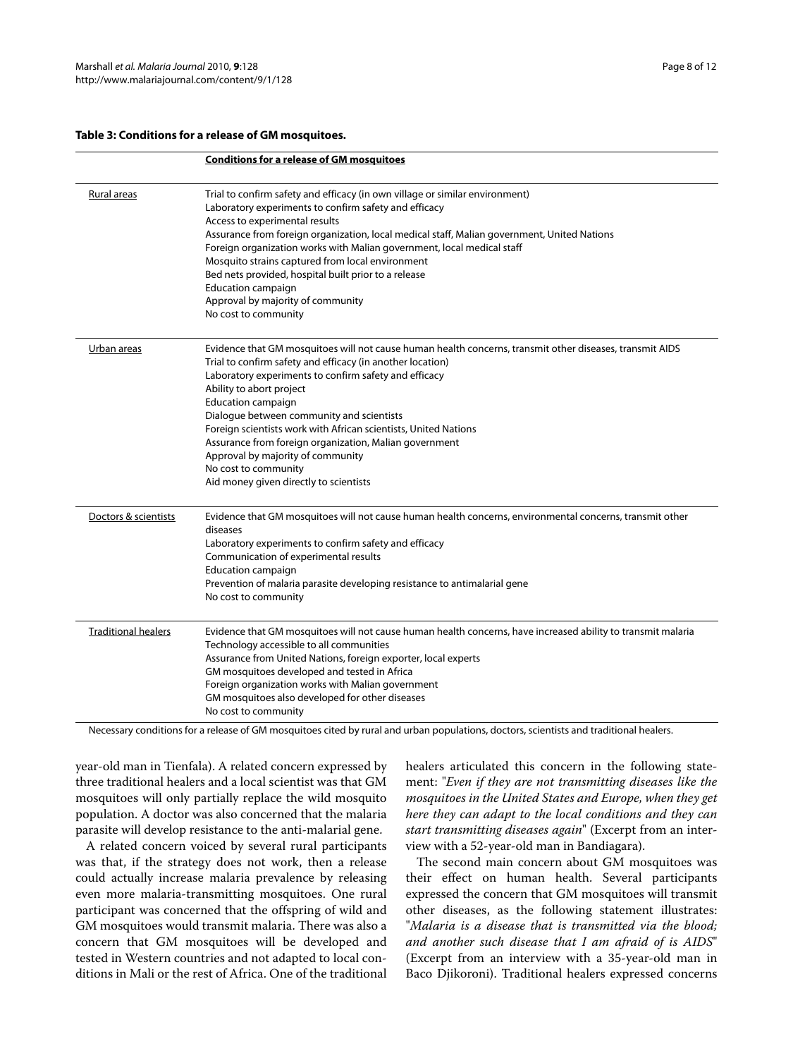**Table 3: Conditions for a release of GM mosquitoes.**

| | Conditions for a release of GM mosquitoes |
|---|---|
| Rural areas | Trial to confirm safety and efficacy (in own village or similar environment)<br>Laboratory experiments to confirm safety and efficacy<br>Access to experimental results<br>Assurance from foreign organization, local medical staff, Malian government, United Nations<br>Foreign organization works with Malian government, local medical staff<br>Mosquito strains captured from local environment<br>Bed nets provided, hospital built prior to a release<br>Education campaign<br>Approval by majority of community<br>No cost to community |
| Urban areas | Evidence that GM mosquitoes will not cause human health concerns, transmit other diseases, transmit AIDS<br>Trial to confirm safety and efficacy (in another location)<br>Laboratory experiments to confirm safety and efficacy<br>Ability to abort project<br>Education campaign<br>Dialogue between community and scientists<br>Foreign scientists work with African scientists, United Nations<br>Assurance from foreign organization, Malian government<br>Approval by majority of community<br>No cost to community<br>Aid money given directly to scientists |
| Doctors & scientists | Evidence that GM mosquitoes will not cause human health concerns, environmental concerns, transmit other diseases<br>Laboratory experiments to confirm safety and efficacy<br>Communication of experimental results<br>Education campaign<br>Prevention of malaria parasite developing resistance to antimalarial gene<br>No cost to community |
| Traditional healers | Evidence that GM mosquitoes will not cause human health concerns, have increased ability to transmit malaria<br>Technology accessible to all communities<br>Assurance from United Nations, foreign exporter, local experts<br>GM mosquitoes developed and tested in Africa<br>Foreign organization works with Malian government<br>GM mosquitoes also developed for other diseases<br>No cost to community |

Necessary conditions for a release of GM mosquitoes cited by rural and urban populations, doctors, scientists and traditional healers.

year-old man in Tienfala). A related concern expressed by three traditional healers and a local scientist was that GM mosquitoes will only partially replace the wild mosquito population. A doctor was also concerned that the malaria parasite will develop resistance to the anti-malarial gene.

A related concern voiced by several rural participants was that, if the strategy does not work, then a release could actually increase malaria prevalence by releasing even more malaria-transmitting mosquitoes. One rural participant was concerned that the offspring of wild and GM mosquitoes would transmit malaria. There was also a concern that GM mosquitoes will be developed and tested in Western countries and not adapted to local conditions in Mali or the rest of Africa. One of the traditional healers articulated this concern in the following statement: "*Even if they are not transmitting diseases like the mosquitoes in the United States and Europe, when they get here they can adapt to the local conditions and they can start transmitting diseases again*" (Excerpt from an interview with a 52-year-old man in Bandiagara).

The second main concern about GM mosquitoes was their effect on human health. Several participants expressed the concern that GM mosquitoes will transmit other diseases, as the following statement illustrates: "*Malaria is a disease that is transmitted via the blood; and another such disease that I am afraid of is AIDS*" (Excerpt from an interview with a 35-year-old man in Baco Djikoroni). Traditional healers expressed concerns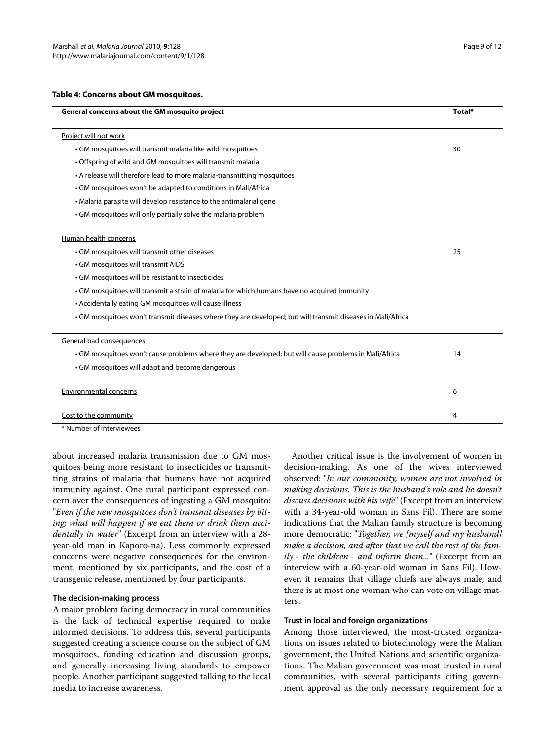**Table 4: Concerns about GM mosquitoes.**

| General concerns about the GM mosquito project | Total* |
| --- | --- |
| Project will not work | |
| • GM mosquitoes will transmit malaria like wild mosquitoes | 30 |
| • Offspring of wild and GM mosquitoes will transmit malaria | |
| • A release will therefore lead to more malaria-transmitting mosquitoes | |
| • GM mosquitoes won't be adapted to conditions in Mali/Africa | |
| • Malaria parasite will develop resistance to the antimalarial gene | |
| • GM mosquitoes will only partially solve the malaria problem | |
| Human health concerns | |
| • GM mosquitoes will transmit other diseases | 25 |
| • GM mosquitoes will transmit AIDS | |
| • GM mosquitoes will be resistant to insecticides | |
| • GM mosquitoes will transmit a strain of malaria for which humans have no acquired immunity | |
| • Accidentally eating GM mosquitoes will cause illness | |
| • GM mosquitoes won't transmit diseases where they are developed; but will transmit diseases in Mali/Africa | |
| General bad consequences | |
| • GM mosquitoes won't cause problems where they are developed; but will cause problems in Mali/Africa | 14 |
| • GM mosquitoes will adapt and become dangerous | |
| Environmental concerns | 6 |
| Cost to the community | 4 |

\* Number of interviewees

about increased malaria transmission due to GM mosquitoes being more resistant to insecticides or transmitting strains of malaria that humans have not acquired immunity against. One rural participant expressed concern over the consequences of ingesting a GM mosquito: "*Even if the new mosquitoes don't transmit diseases by biting; what will happen if we eat them or drink them accidentally in water*" (Excerpt from an interview with a 28-year-old man in Kaporo-na). Less commonly expressed concerns were negative consequences for the environment, mentioned by six participants, and the cost of a transgenic release, mentioned by four participants.

### The decision-making process

A major problem facing democracy in rural communities is the lack of technical expertise required to make informed decisions. To address this, several participants suggested creating a science course on the subject of GM mosquitoes, funding education and discussion groups, and generally increasing living standards to empower people. Another participant suggested talking to the local media to increase awareness.

Another critical issue is the involvement of women in decision-making. As one of the wives interviewed observed: "*In our community, women are not involved in making decisions. This is the husband's role and he doesn't discuss decisions with his wife*" (Excerpt from an interview with a 34-year-old woman in Sans Fil). There are some indications that the Malian family structure is becoming more democratic: "*Together, we [myself and my husband] make a decision, and after that we call the rest of the family - the children - and inform them...*" (Excerpt from an interview with a 60-year-old woman in Sans Fil). However, it remains that village chiefs are always male, and there is at most one woman who can vote on village matters.

### Trust in local and foreign organizations

Among those interviewed, the most-trusted organizations on issues related to biotechnology were the Malian government, the United Nations and scientific organizations. The Malian government was most trusted in rural communities, with several participants citing government approval as the only necessary requirement for a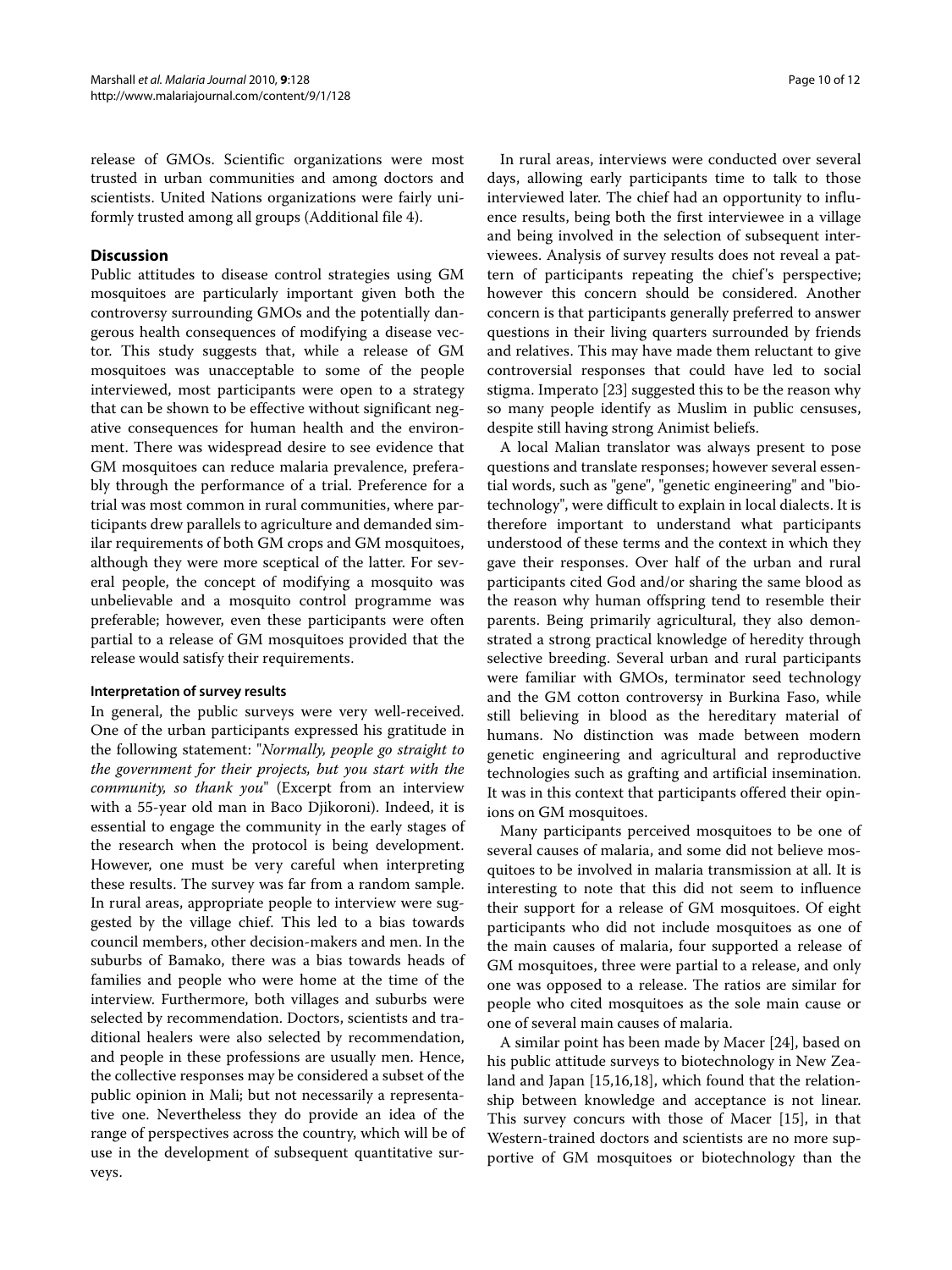release of GMOs. Scientific organizations were most trusted in urban communities and among doctors and scientists. United Nations organizations were fairly uniformly trusted among all groups (Additional file 4).

## Discussion

Public attitudes to disease control strategies using GM mosquitoes are particularly important given both the controversy surrounding GMOs and the potentially dangerous health consequences of modifying a disease vector. This study suggests that, while a release of GM mosquitoes was unacceptable to some of the people interviewed, most participants were open to a strategy that can be shown to be effective without significant negative consequences for human health and the environment. There was widespread desire to see evidence that GM mosquitoes can reduce malaria prevalence, preferably through the performance of a trial. Preference for a trial was most common in rural communities, where participants drew parallels to agriculture and demanded similar requirements of both GM crops and GM mosquitoes, although they were more sceptical of the latter. For several people, the concept of modifying a mosquito was unbelievable and a mosquito control programme was preferable; however, even these participants were often partial to a release of GM mosquitoes provided that the release would satisfy their requirements.

### Interpretation of survey results

In general, the public surveys were very well-received. One of the urban participants expressed his gratitude in the following statement: "*Normally, people go straight to the government for their projects, but you start with the community, so thank you*" (Excerpt from an interview with a 55-year old man in Baco Djikoroni). Indeed, it is essential to engage the community in the early stages of the research when the protocol is being development. However, one must be very careful when interpreting these results. The survey was far from a random sample. In rural areas, appropriate people to interview were suggested by the village chief. This led to a bias towards council members, other decision-makers and men. In the suburbs of Bamako, there was a bias towards heads of families and people who were home at the time of the interview. Furthermore, both villages and suburbs were selected by recommendation. Doctors, scientists and traditional healers were also selected by recommendation, and people in these professions are usually men. Hence, the collective responses may be considered a subset of the public opinion in Mali; but not necessarily a representative one. Nevertheless they do provide an idea of the range of perspectives across the country, which will be of use in the development of subsequent quantitative surveys.

In rural areas, interviews were conducted over several days, allowing early participants time to talk to those interviewed later. The chief had an opportunity to influence results, being both the first interviewee in a village and being involved in the selection of subsequent interviewees. Analysis of survey results does not reveal a pattern of participants repeating the chief's perspective; however this concern should be considered. Another concern is that participants generally preferred to answer questions in their living quarters surrounded by friends and relatives. This may have made them reluctant to give controversial responses that could have led to social stigma. Imperato [23] suggested this to be the reason why so many people identify as Muslim in public censuses, despite still having strong Animist beliefs.

A local Malian translator was always present to pose questions and translate responses; however several essential words, such as "gene", "genetic engineering" and "biotechnology", were difficult to explain in local dialects. It is therefore important to understand what participants understood of these terms and the context in which they gave their responses. Over half of the urban and rural participants cited God and/or sharing the same blood as the reason why human offspring tend to resemble their parents. Being primarily agricultural, they also demonstrated a strong practical knowledge of heredity through selective breeding. Several urban and rural participants were familiar with GMOs, terminator seed technology and the GM cotton controversy in Burkina Faso, while still believing in blood as the hereditary material of humans. No distinction was made between modern genetic engineering and agricultural and reproductive technologies such as grafting and artificial insemination. It was in this context that participants offered their opinions on GM mosquitoes.

Many participants perceived mosquitoes to be one of several causes of malaria, and some did not believe mosquitoes to be involved in malaria transmission at all. It is interesting to note that this did not seem to influence their support for a release of GM mosquitoes. Of eight participants who did not include mosquitoes as one of the main causes of malaria, four supported a release of GM mosquitoes, three were partial to a release, and only one was opposed to a release. The ratios are similar for people who cited mosquitoes as the sole main cause or one of several main causes of malaria.

A similar point has been made by Macer [24], based on his public attitude surveys to biotechnology in New Zealand and Japan [15,16,18], which found that the relationship between knowledge and acceptance is not linear. This survey concurs with those of Macer [15], in that Western-trained doctors and scientists are no more supportive of GM mosquitoes or biotechnology than the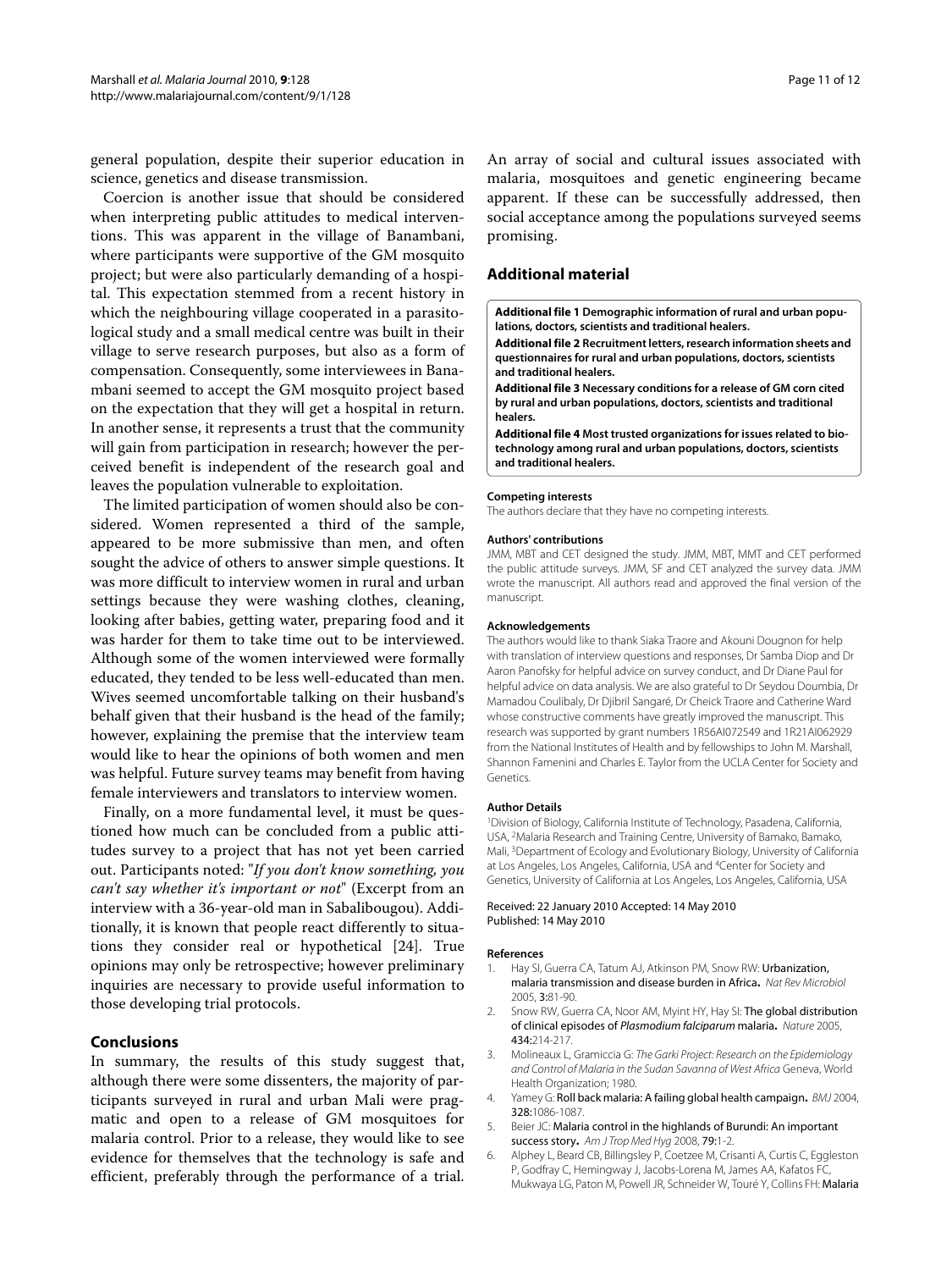general population, despite their superior education in science, genetics and disease transmission.

Coercion is another issue that should be considered when interpreting public attitudes to medical interventions. This was apparent in the village of Banambani, where participants were supportive of the GM mosquito project; but were also particularly demanding of a hospital. This expectation stemmed from a recent history in which the neighbouring village cooperated in a parasitological study and a small medical centre was built in their village to serve research purposes, but also as a form of compensation. Consequently, some interviewees in Banambani seemed to accept the GM mosquito project based on the expectation that they will get a hospital in return. In another sense, it represents a trust that the community will gain from participation in research; however the perceived benefit is independent of the research goal and leaves the population vulnerable to exploitation.

The limited participation of women should also be considered. Women represented a third of the sample, appeared to be more submissive than men, and often sought the advice of others to answer simple questions. It was more difficult to interview women in rural and urban settings because they were washing clothes, cleaning, looking after babies, getting water, preparing food and it was harder for them to take time out to be interviewed. Although some of the women interviewed were formally educated, they tended to be less well-educated than men. Wives seemed uncomfortable talking on their husband's behalf given that their husband is the head of the family; however, explaining the premise that the interview team would like to hear the opinions of both women and men was helpful. Future survey teams may benefit from having female interviewers and translators to interview women.

Finally, on a more fundamental level, it must be questioned how much can be concluded from a public attitudes survey to a project that has not yet been carried out. Participants noted: "*If you don't know something, you can't say whether it's important or not*" (Excerpt from an interview with a 36-year-old man in Sabalibougou). Additionally, it is known that people react differently to situations they consider real or hypothetical [24]. True opinions may only be retrospective; however preliminary inquiries are necessary to provide useful information to those developing trial protocols.

## Conclusions

In summary, the results of this study suggest that, although there were some dissenters, the majority of participants surveyed in rural and urban Mali were pragmatic and open to a release of GM mosquitoes for malaria control. Prior to a release, they would like to see evidence for themselves that the technology is safe and efficient, preferably through the performance of a trial. An array of social and cultural issues associated with malaria, mosquitoes and genetic engineering became apparent. If these can be successfully addressed, then social acceptance among the populations surveyed seems promising.

## Additional material

**Additional file 1 Demographic information of rural and urban populations, doctors, scientists and traditional healers.**

**Additional file 2 Recruitment letters, research information sheets and questionnaires for rural and urban populations, doctors, scientists and traditional healers.**

**Additional file 3 Necessary conditions for a release of GM corn cited by rural and urban populations, doctors, scientists and traditional healers.**

**Additional file 4 Most trusted organizations for issues related to biotechnology among rural and urban populations, doctors, scientists and traditional healers.**

#### Competing interests

The authors declare that they have no competing interests.

#### Authors' contributions

JMM, MBT and CET designed the study. JMM, MBT, MMT and CET performed the public attitude surveys. JMM, SF and CET analyzed the survey data. JMM wrote the manuscript. All authors read and approved the final version of the manuscript.

#### Acknowledgements

The authors would like to thank Siaka Traore and Akouni Dougnon for help with translation of interview questions and responses, Dr Samba Diop and Dr Aaron Panofsky for helpful advice on survey conduct, and Dr Diane Paul for helpful advice on data analysis. We are also grateful to Dr Seydou Doumbia, Dr Mamadou Coulibaly, Dr Djibril Sangaré, Dr Cheick Traore and Catherine Ward whose constructive comments have greatly improved the manuscript. This research was supported by grant numbers 1R56AI072549 and 1R21AI062929 from the National Institutes of Health and by fellowships to John M. Marshall, Shannon Famenini and Charles E. Taylor from the UCLA Center for Society and Genetics.

#### Author Details

[1]Division of Biology, California Institute of Technology, Pasadena, California, USA, [2]Malaria Research and Training Centre, University of Bamako, Bamako, Mali, [3]Department of Ecology and Evolutionary Biology, University of California at Los Angeles, Los Angeles, California, USA and [4]Center for Society and Genetics, University of California at Los Angeles, Los Angeles, California, USA

Received: 22 January 2010 Accepted: 14 May 2010
Published: 14 May 2010

#### References

1. Hay SI, Guerra CA, Tatum AJ, Atkinson PM, Snow RW: **Urbanization, malaria transmission and disease burden in Africa.** *Nat Rev Microbiol* 2005, **3:**81-90.
2. Snow RW, Guerra CA, Noor AM, Myint HY, Hay SI: **The global distribution of clinical episodes of *Plasmodium falciparum* malaria.** *Nature* 2005, **434:**214-217.
3. Molineaux L, Gramiccia G: *The Garki Project: Research on the Epidemiology and Control of Malaria in the Sudan Savanna of West Africa* Geneva, World Health Organization; 1980.
4. Yamey G: **Roll back malaria: A failing global health campaign.** *BMJ* 2004, **328:**1086-1087.
5. Beier JC: **Malaria control in the highlands of Burundi: An important success story.** *Am J Trop Med Hyg* 2008, **79:**1-2.
6. Alphey L, Beard CB, Billingsley P, Coetzee M, Crisanti A, Curtis C, Eggleston P, Godfray C, Hemingway J, Jacobs-Lorena M, James AA, Kafatos FC, Mukwaya LG, Paton M, Powell JR, Schneider W, Touré Y, Collins FH: **Malaria**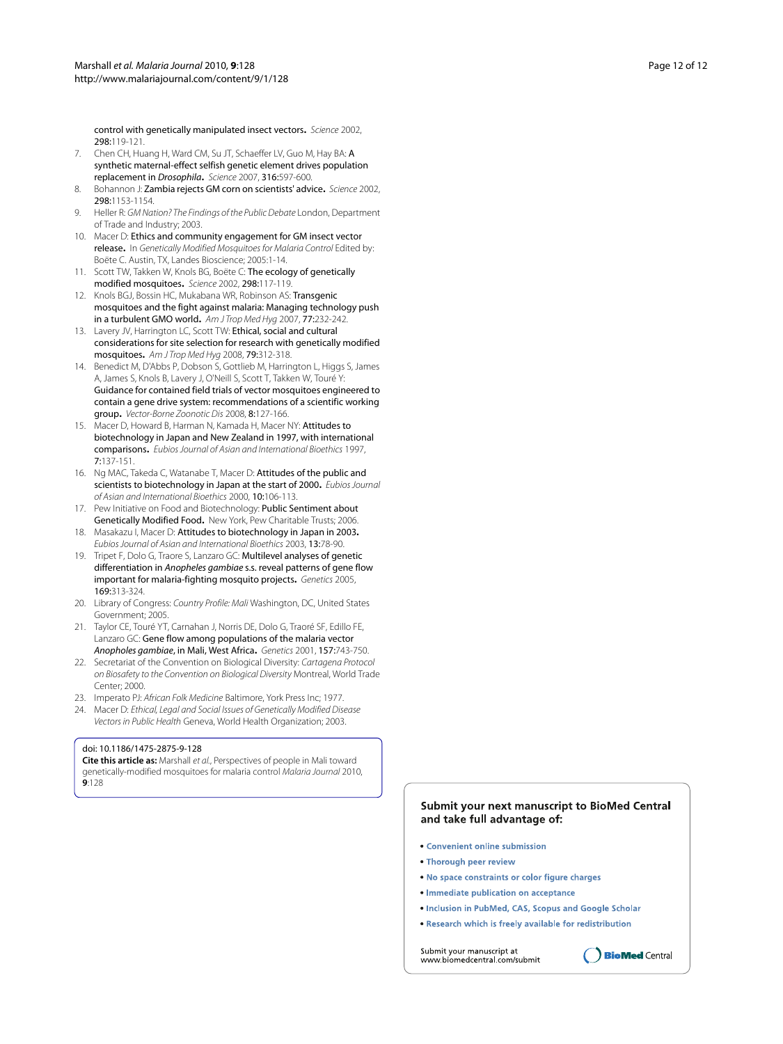control with genetically manipulated insect vectors. *Science* 2002, **298**:119-121.

7. Chen CH, Huang H, Ward CM, Su JT, Schaeffer LV, Guo M, Hay BA: **A synthetic maternal-effect selfish genetic element drives population replacement in *Drosophila*.** *Science* 2007, **316**:597-600.
8. Bohannon J: **Zambia rejects GM corn on scientists' advice.** *Science* 2002, **298**:1153-1154.
9. Heller R: *GM Nation? The Findings of the Public Debate* London, Department of Trade and Industry; 2003.
10. Macer D: **Ethics and community engagement for GM insect vector release.** In *Genetically Modified Mosquitoes for Malaria Control* Edited by: Boëte C. Austin, TX, Landes Bioscience; 2005:1-14.
11. Scott TW, Takken W, Knols BG, Boëte C: **The ecology of genetically modified mosquitoes.** *Science* 2002, **298**:117-119.
12. Knols BGJ, Bossin HC, Mukabana WR, Robinson AS: **Transgenic mosquitoes and the fight against malaria: Managing technology push in a turbulent GMO world.** *Am J Trop Med Hyg* 2007, **77**:232-242.
13. Lavery JV, Harrington LC, Scott TW: **Ethical, social and cultural considerations for site selection for research with genetically modified mosquitoes.** *Am J Trop Med Hyg* 2008, **79**:312-318.
14. Benedict M, D'Abbs P, Dobson S, Gottlieb M, Harrington L, Higgs S, James A, James S, Knols B, Lavery J, O'Neill S, Scott T, Takken W, Touré Y: **Guidance for contained field trials of vector mosquitoes engineered to contain a gene drive system: recommendations of a scientific working group.** *Vector-Borne Zoonotic Dis* 2008, **8**:127-166.
15. Macer D, Howard B, Harman N, Kamada H, Macer NY: **Attitudes to biotechnology in Japan and New Zealand in 1997, with international comparisons.** *Eubios Journal of Asian and International Bioethics* 1997, **7**:137-151.
16. Ng MAC, Takeda C, Watanabe T, Macer D: **Attitudes of the public and scientists to biotechnology in Japan at the start of 2000.** *Eubios Journal of Asian and International Bioethics* 2000, **10**:106-113.
17. Pew Initiative on Food and Biotechnology: **Public Sentiment about Genetically Modified Food.** New York, Pew Charitable Trusts; 2006.
18. Masakazu I, Macer D: **Attitudes to biotechnology in Japan in 2003.** *Eubios Journal of Asian and International Bioethics* 2003, **13**:78-90.
19. Tripet F, Dolo G, Traore S, Lanzaro GC: **Multilevel analyses of genetic differentiation in *Anopheles gambiae* s.s. reveal patterns of gene flow important for malaria-fighting mosquito projects.** *Genetics* 2005, **169**:313-324.
20. Library of Congress: *Country Profile: Mali* Washington, DC, United States Government; 2005.
21. Taylor CE, Touré YT, Carnahan J, Norris DE, Dolo G, Traoré SF, Edillo FE, Lanzaro GC: **Gene flow among populations of the malaria vector *Anopholes gambiae*, in Mali, West Africa.** *Genetics* 2001, **157**:743-750.
22. Secretariat of the Convention on Biological Diversity: *Cartagena Protocol on Biosafety to the Convention on Biological Diversity* Montreal, World Trade Center; 2000.
23. Imperato PJ: *African Folk Medicine* Baltimore, York Press Inc; 1977.
24. Macer D: *Ethical, Legal and Social Issues of Genetically Modified Disease Vectors in Public Health* Geneva, World Health Organization; 2003.

doi: 10.1186/1475-2875-9-128

**Cite this article as:** Marshall *et al.*, Perspectives of people in Mali toward genetically-modified mosquitoes for malaria control *Malaria Journal* 2010, **9**:128

**Submit your next manuscript to BioMed Central and take full advantage of:**

- Convenient online submission
- Thorough peer review
- No space constraints or color figure charges
- Immediate publication on acceptance
- Inclusion in PubMed, CAS, Scopus and Google Scholar
- Research which is freely available for redistribution

Submit your manuscript at www.biomedcentral.com/submit

BioMed Central